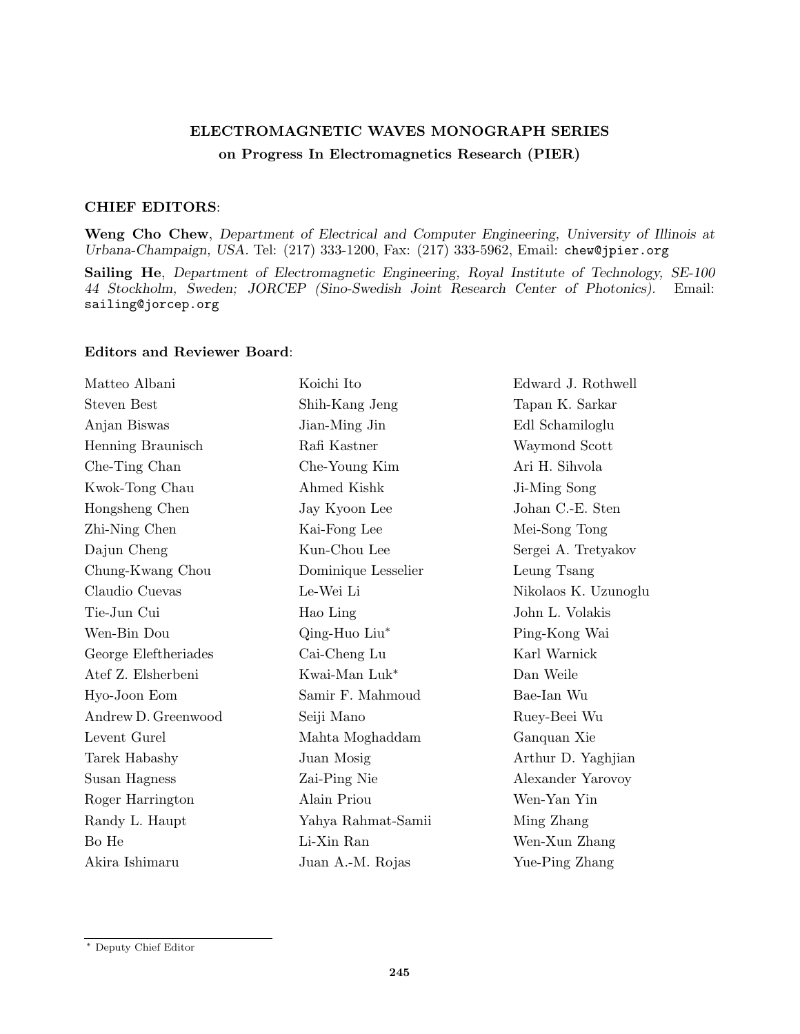**ELECTROMAGNETIC WAVES MONOGRAPH SERIES**

**on Progress In Electromagnetics Research (PIER)**

**CHIEF EDITORS**:

**Weng Cho Chew**, *Department of Electrical and Computer Engineering, University of Illinois at Urbana-Champaign, USA*. Tel: (217) 333-1200, Fax: (217) 333-5962, Email: chew@jpier.org

**Sailing He**, *Department of Electromagnetic Engineering, Royal Institute of Technology, SE-100 44 Stockholm, Sweden; JORCEP (Sino-Swedish Joint Research Center of Photonics).* Email: sailing@jorcep.org

**Editors and Reviewer Board**:

Matteo Albani
Steven Best
Anjan Biswas
Henning Braunisch
Che-Ting Chan
Kwok-Tong Chau
Hongsheng Chen
Zhi-Ning Chen
Dajun Cheng
Chung-Kwang Chou
Claudio Cuevas
Tie-Jun Cui
Wen-Bin Dou
George Eleftheriades
Atef Z. Elsherbeni
Hyo-Joon Eom
Andrew D. Greenwood
Levent Gurel
Tarek Habashy
Susan Hagness
Roger Harrington
Randy L. Haupt
Bo He
Akira Ishimaru
Koichi Ito
Shih-Kang Jeng
Jian-Ming Jin
Rafi Kastner
Che-Young Kim
Ahmed Kishk
Jay Kyoon Lee
Kai-Fong Lee
Kun-Chou Lee
Dominique Lesselier
Le-Wei Li
Hao Ling
Qing-Huo Liu*
Cai-Cheng Lu
Kwai-Man Luk*
Samir F. Mahmoud
Seiji Mano
Mahta Moghaddam
Juan Mosig
Zai-Ping Nie
Alain Priou
Yahya Rahmat-Samii
Li-Xin Ran
Juan A.-M. Rojas
Edward J. Rothwell
Tapan K. Sarkar
Edl Schamiloglu
Waymond Scott
Ari H. Sihvola
Ji-Ming Song
Johan C.-E. Sten
Mei-Song Tong
Sergei A. Tretyakov
Leung Tsang
Nikolaos K. Uzunoglu
John L. Volakis
Ping-Kong Wai
Karl Warnick
Dan Weile
Bae-Ian Wu
Ruey-Beei Wu
Ganquan Xie
Arthur D. Yaghjian
Alexander Yarovoy
Wen-Yan Yin
Ming Zhang
Wen-Xun Zhang
Yue-Ping Zhang

\* Deputy Chief Editor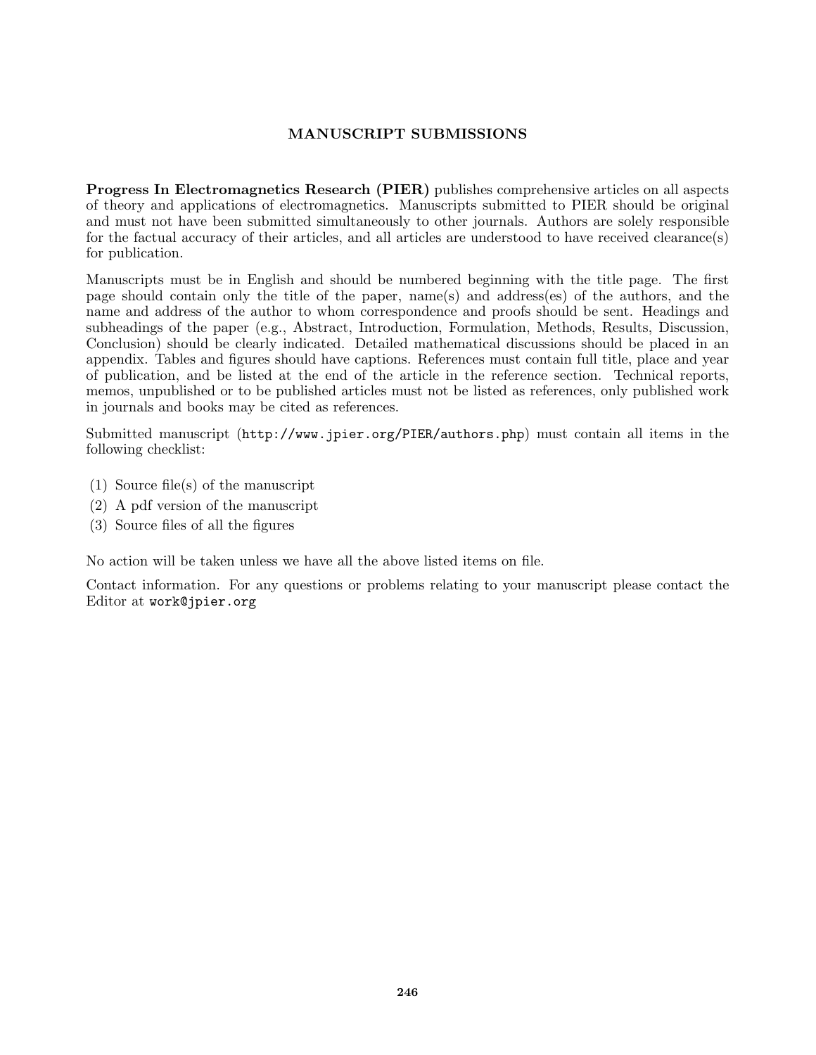# MANUSCRIPT SUBMISSIONS

**Progress In Electromagnetics Research (PIER)** publishes comprehensive articles on all aspects of theory and applications of electromagnetics. Manuscripts submitted to PIER should be original and must not have been submitted simultaneously to other journals. Authors are solely responsible for the factual accuracy of their articles, and all articles are understood to have received clearance(s) for publication.

Manuscripts must be in English and should be numbered beginning with the title page. The first page should contain only the title of the paper, name(s) and address(es) of the authors, and the name and address of the author to whom correspondence and proofs should be sent. Headings and subheadings of the paper (e.g., Abstract, Introduction, Formulation, Methods, Results, Discussion, Conclusion) should be clearly indicated. Detailed mathematical discussions should be placed in an appendix. Tables and figures should have captions. References must contain full title, place and year of publication, and be listed at the end of the article in the reference section. Technical reports, memos, unpublished or to be published articles must not be listed as references, only published work in journals and books may be cited as references.

Submitted manuscript (`http://www.jpier.org/PIER/authors.php`) must contain all items in the following checklist:

(1) Source file(s) of the manuscript
(2) A pdf version of the manuscript
(3) Source files of all the figures

No action will be taken unless we have all the above listed items on file.

Contact information. For any questions or problems relating to your manuscript please contact the Editor at `work@jpier.org`